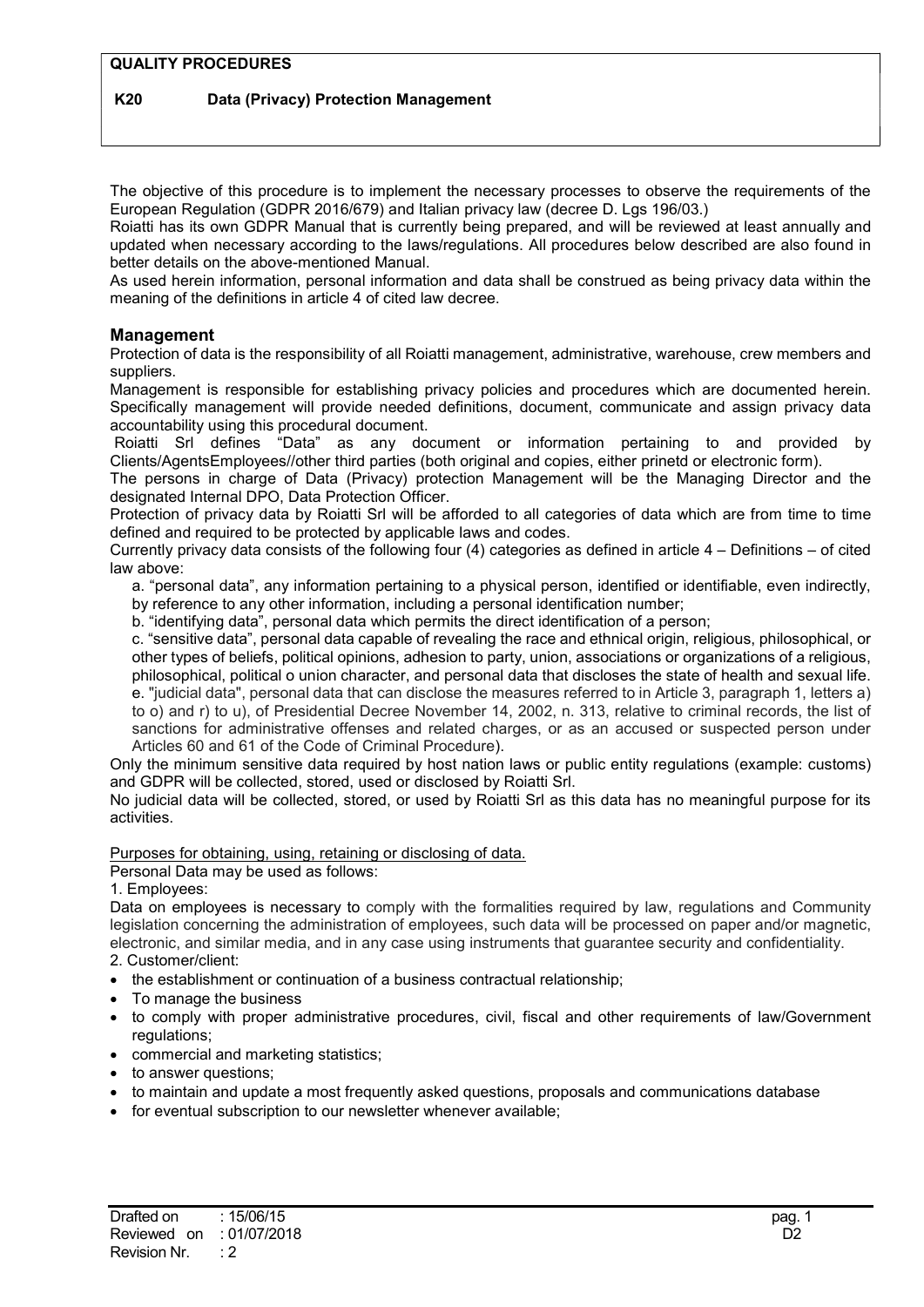**QUALITY PROCEDURES**

**K20 Data (Privacy) Protection Management**

The objective of this procedure is to implement the necessary processes to observe the requirements of the European Regulation (GDPR 2016/679) and Italian privacy law (decree D. Lgs 196/03.)

Roiatti has its own GDPR Manual that is currently being prepared, and will be reviewed at least annually and updated when necessary according to the laws/regulations. All procedures below described are also found in better details on the above-mentioned Manual.

As used herein information, personal information and data shall be construed as being privacy data within the meaning of the definitions in article 4 of cited law decree.

## Management

Protection of data is the responsibility of all Roiatti management, administrative, warehouse, crew members and suppliers.

Management is responsible for establishing privacy policies and procedures which are documented herein. Specifically management will provide needed definitions, document, communicate and assign privacy data accountability using this procedural document.

Roiatti Srl defines "Data" as any document or information pertaining to and provided by Clients/AgentsEmployees//other third parties (both original and copies, either prinetd or electronic form).

The persons in charge of Data (Privacy) protection Management will be the Managing Director and the designated Internal DPO, Data Protection Officer.

Protection of privacy data by Roiatti Srl will be afforded to all categories of data which are from time to time defined and required to be protected by applicable laws and codes.

Currently privacy data consists of the following four (4) categories as defined in article 4 – Definitions – of cited law above:

a. "personal data", any information pertaining to a physical person, identified or identifiable, even indirectly, by reference to any other information, including a personal identification number;

b. "identifying data", personal data which permits the direct identification of a person;

c. "sensitive data", personal data capable of revealing the race and ethnical origin, religious, philosophical, or other types of beliefs, political opinions, adhesion to party, union, associations or organizations of a religious, philosophical, political o union character, and personal data that discloses the state of health and sexual life.

e. "judicial data", personal data that can disclose the measures referred to in Article 3, paragraph 1, letters a) to o) and r) to u), of Presidential Decree November 14, 2002, n. 313, relative to criminal records, the list of sanctions for administrative offenses and related charges, or as an accused or suspected person under Articles 60 and 61 of the Code of Criminal Procedure).

Only the minimum sensitive data required by host nation laws or public entity regulations (example: customs) and GDPR will be collected, stored, used or disclosed by Roiatti Srl.

No judicial data will be collected, stored, or used by Roiatti Srl as this data has no meaningful purpose for its activities.

<u>Purposes for obtaining, using, retaining or disclosing of data.</u>

Personal Data may be used as follows:

1. Employees:

Data on employees is necessary to comply with the formalities required by law, regulations and Community legislation concerning the administration of employees, such data will be processed on paper and/or magnetic, electronic, and similar media, and in any case using instruments that guarantee security and confidentiality.

2. Customer/client:

- the establishment or continuation of a business contractual relationship;
- To manage the business
- to comply with proper administrative procedures, civil, fiscal and other requirements of law/Government regulations;
- commercial and marketing statistics;
- to answer questions;
- to maintain and update a most frequently asked questions, proposals and communications database
- for eventual subscription to our newsletter whenever available;

Drafted on : 15/06/15
Reviewed on : 01/07/2018
Revision Nr. : 2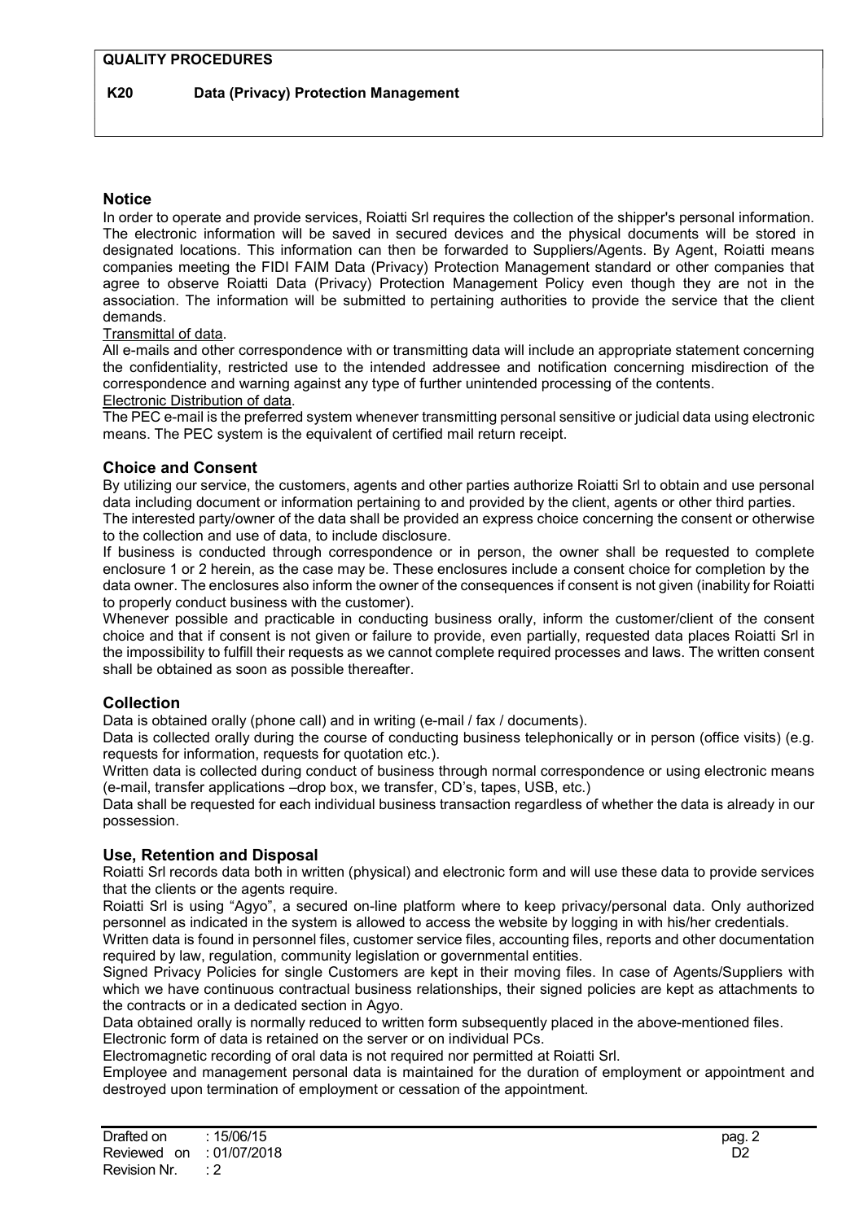## Notice

In order to operate and provide services, Roiatti Srl requires the collection of the shipper's personal information. The electronic information will be saved in secured devices and the physical documents will be stored in designated locations. This information can then be forwarded to Suppliers/Agents. By Agent, Roiatti means companies meeting the FIDI FAIM Data (Privacy) Protection Management standard or other companies that agree to observe Roiatti Data (Privacy) Protection Management Policy even though they are not in the association. The information will be submitted to pertaining authorities to provide the service that the client demands.

Transmittal of data.

All e-mails and other correspondence with or transmitting data will include an appropriate statement concerning the confidentiality, restricted use to the intended addressee and notification concerning misdirection of the correspondence and warning against any type of further unintended processing of the contents.

Electronic Distribution of data.

The PEC e-mail is the preferred system whenever transmitting personal sensitive or judicial data using electronic means. The PEC system is the equivalent of certified mail return receipt.

## Choice and Consent

By utilizing our service, the customers, agents and other parties authorize Roiatti Srl to obtain and use personal data including document or information pertaining to and provided by the client, agents or other third parties.

The interested party/owner of the data shall be provided an express choice concerning the consent or otherwise to the collection and use of data, to include disclosure.

If business is conducted through correspondence or in person, the owner shall be requested to complete enclosure 1 or 2 herein, as the case may be. These enclosures include a consent choice for completion by the data owner. The enclosures also inform the owner of the consequences if consent is not given (inability for Roiatti to properly conduct business with the customer).

Whenever possible and practicable in conducting business orally, inform the customer/client of the consent choice and that if consent is not given or failure to provide, even partially, requested data places Roiatti Srl in the impossibility to fulfill their requests as we cannot complete required processes and laws. The written consent shall be obtained as soon as possible thereafter.

## Collection

Data is obtained orally (phone call) and in writing (e-mail / fax / documents).

Data is collected orally during the course of conducting business telephonically or in person (office visits) (e.g. requests for information, requests for quotation etc.).

Written data is collected during conduct of business through normal correspondence or using electronic means (e-mail, transfer applications –drop box, we transfer, CD's, tapes, USB, etc.)

Data shall be requested for each individual business transaction regardless of whether the data is already in our possession.

## Use, Retention and Disposal

Roiatti Srl records data both in written (physical) and electronic form and will use these data to provide services that the clients or the agents require.

Roiatti Srl is using "Agyo", a secured on-line platform where to keep privacy/personal data. Only authorized personnel as indicated in the system is allowed to access the website by logging in with his/her credentials.

Written data is found in personnel files, customer service files, accounting files, reports and other documentation required by law, regulation, community legislation or governmental entities.

Signed Privacy Policies for single Customers are kept in their moving files. In case of Agents/Suppliers with which we have continuous contractual business relationships, their signed policies are kept as attachments to the contracts or in a dedicated section in Agyo.

Data obtained orally is normally reduced to written form subsequently placed in the above-mentioned files.

Electronic form of data is retained on the server or on individual PCs.

Electromagnetic recording of oral data is not required nor permitted at Roiatti Srl.

Employee and management personal data is maintained for the duration of employment or appointment and destroyed upon termination of employment or cessation of the appointment.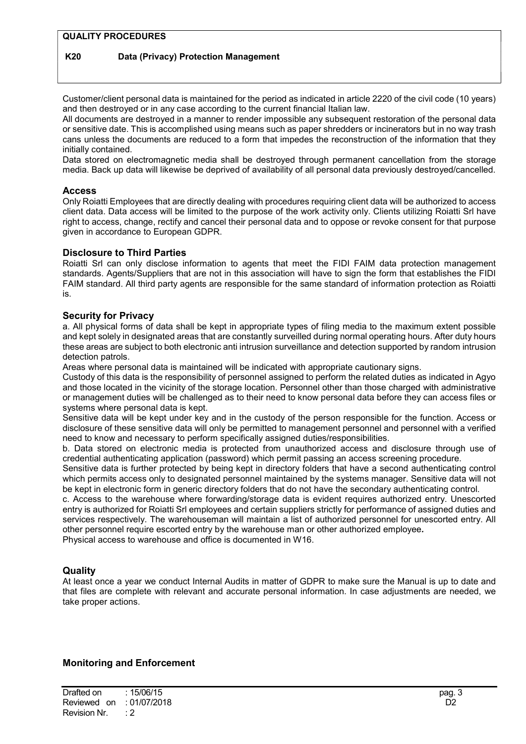Customer/client personal data is maintained for the period as indicated in article 2220 of the civil code (10 years) and then destroyed or in any case according to the current financial Italian law.
All documents are destroyed in a manner to render impossible any subsequent restoration of the personal data or sensitive date. This is accomplished using means such as paper shredders or incinerators but in no way trash cans unless the documents are reduced to a form that impedes the reconstruction of the information that they initially contained.
Data stored on electromagnetic media shall be destroyed through permanent cancellation from the storage media. Back up data will likewise be deprived of availability of all personal data previously destroyed/cancelled.

## Access

Only Roiatti Employees that are directly dealing with procedures requiring client data will be authorized to access client data. Data access will be limited to the purpose of the work activity only. Clients utilizing Roiatti Srl have right to access, change, rectify and cancel their personal data and to oppose or revoke consent for that purpose given in accordance to European GDPR.

## Disclosure to Third Parties

Roiatti Srl can only disclose information to agents that meet the FIDI FAIM data protection management standards. Agents/Suppliers that are not in this association will have to sign the form that establishes the FIDI FAIM standard. All third party agents are responsible for the same standard of information protection as Roiatti is.

## Security for Privacy

a. All physical forms of data shall be kept in appropriate types of filing media to the maximum extent possible and kept solely in designated areas that are constantly surveilled during normal operating hours. After duty hours these areas are subject to both electronic anti intrusion surveillance and detection supported by random intrusion detection patrols.
Areas where personal data is maintained will be indicated with appropriate cautionary signs.
Custody of this data is the responsibility of personnel assigned to perform the related duties as indicated in Agyo and those located in the vicinity of the storage location. Personnel other than those charged with administrative or management duties will be challenged as to their need to know personal data before they can access files or systems where personal data is kept.
Sensitive data will be kept under key and in the custody of the person responsible for the function. Access or disclosure of these sensitive data will only be permitted to management personnel and personnel with a verified need to know and necessary to perform specifically assigned duties/responsibilities.
b. Data stored on electronic media is protected from unauthorized access and disclosure through use of credential authenticating application (password) which permit passing an access screening procedure.
Sensitive data is further protected by being kept in directory folders that have a second authenticating control which permits access only to designated personnel maintained by the systems manager. Sensitive data will not be kept in electronic form in generic directory folders that do not have the secondary authenticating control.
c. Access to the warehouse where forwarding/storage data is evident requires authorized entry. Unescorted entry is authorized for Roiatti Srl employees and certain suppliers strictly for performance of assigned duties and services respectively. The warehouseman will maintain a list of authorized personnel for unescorted entry. All other personnel require escorted entry by the warehouse man or other authorized employee.
Physical access to warehouse and office is documented in W16.

## Quality

At least once a year we conduct Internal Audits in matter of GDPR to make sure the Manual is up to date and that files are complete with relevant and accurate personal information. In case adjustments are needed, we take proper actions.

## Monitoring and Enforcement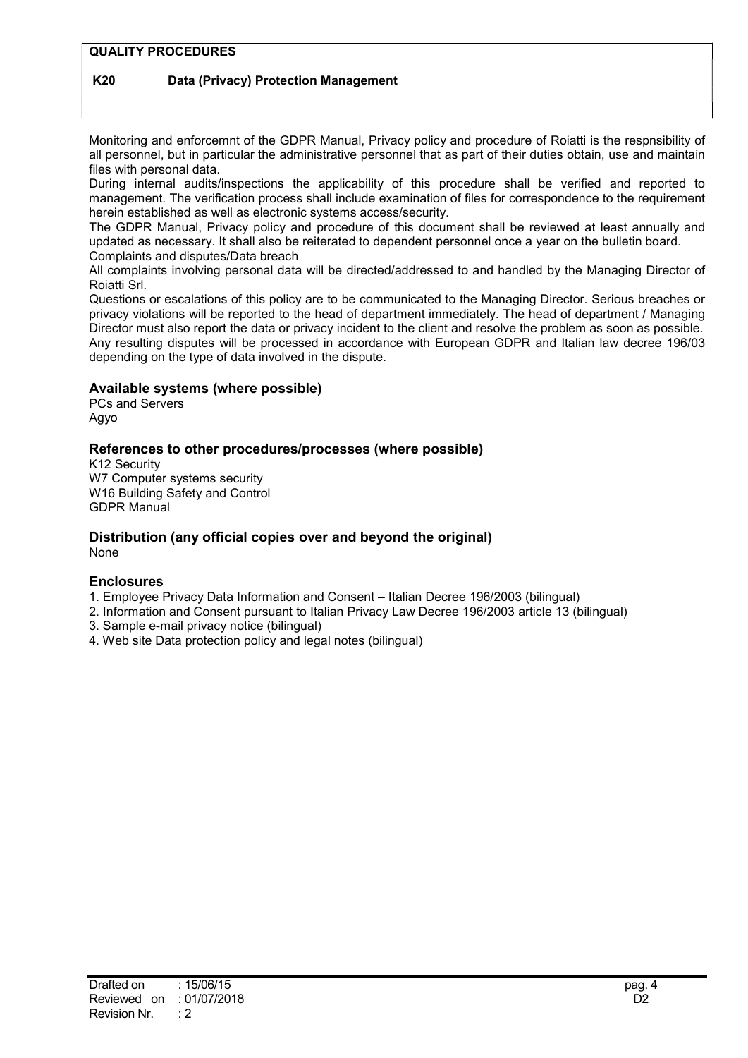**QUALITY PROCEDURES**

**K20 Data (Privacy) Protection Management**

Monitoring and enforcemnt of the GDPR Manual, Privacy policy and procedure of Roiatti is the respnsibility of all personnel, but in particular the administrative personnel that as part of their duties obtain, use and maintain files with personal data.

During internal audits/inspections the applicability of this procedure shall be verified and reported to management. The verification process shall include examination of files for correspondence to the requirement herein established as well as electronic systems access/security.

The GDPR Manual, Privacy policy and procedure of this document shall be reviewed at least annually and updated as necessary. It shall also be reiterated to dependent personnel once a year on the bulletin board.

Complaints and disputes/Data breach

All complaints involving personal data will be directed/addressed to and handled by the Managing Director of Roiatti Srl.

Questions or escalations of this policy are to be communicated to the Managing Director. Serious breaches or privacy violations will be reported to the head of department immediately. The head of department / Managing Director must also report the data or privacy incident to the client and resolve the problem as soon as possible. Any resulting disputes will be processed in accordance with European GDPR and Italian law decree 196/03 depending on the type of data involved in the dispute.

## Available systems (where possible)

PCs and Servers
Agyo

## References to other procedures/processes (where possible)

K12 Security
W7 Computer systems security
W16 Building Safety and Control
GDPR Manual

## Distribution (any official copies over and beyond the original)

None

## Enclosures

1. Employee Privacy Data Information and Consent – Italian Decree 196/2003 (bilingual)
2. Information and Consent pursuant to Italian Privacy Law Decree 196/2003 article 13 (bilingual)
3. Sample e-mail privacy notice (bilingual)
4. Web site Data protection policy and legal notes (bilingual)

Drafted on : 15/06/15
Reviewed on : 01/07/2018
Revision Nr. : 2